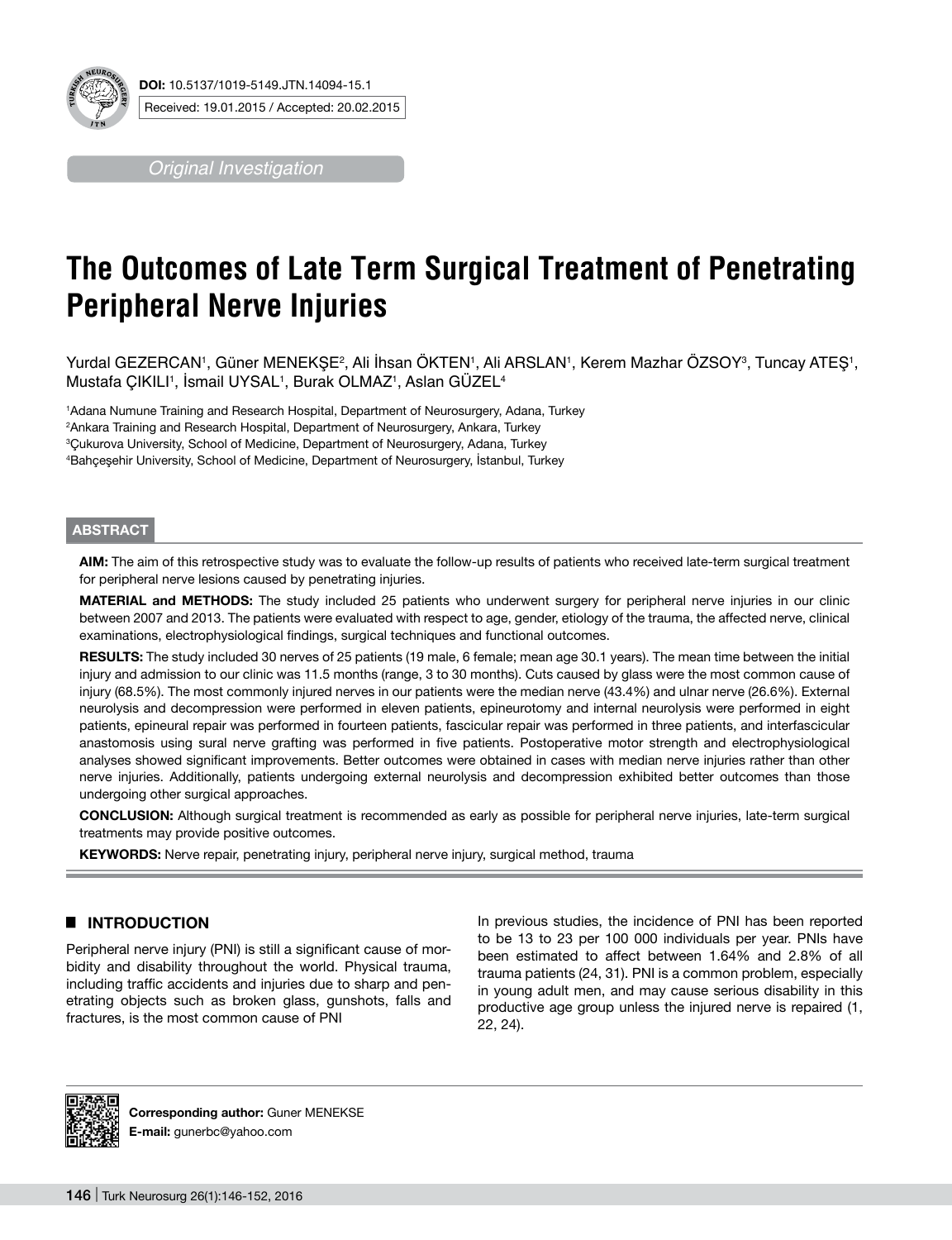DOI: 10.5137/1019-5149.JTN.14094-15.1

Received: 19.01.2015 / Accepted: 20.02.2015

*Original Investigation*

# The Outcomes of Late Term Surgical Treatment of Penetrating Peripheral Nerve Injuries

Yurdal GEZERCAN[1], Güner MENEKŞE[2], Ali İhsan ÖKTEN[1], Ali ARSLAN[1], Kerem Mazhar ÖZSOY[3], Tuncay ATEŞ[1], Mustafa ÇIKILI[1], İsmail UYSAL[1], Burak OLMAZ[1], Aslan GÜZEL[4]

[1]Adana Numune Training and Research Hospital, Department of Neurosurgery, Adana, Turkey
[2]Ankara Training and Research Hospital, Department of Neurosurgery, Ankara, Turkey
[3]Çukurova University, School of Medicine, Department of Neurosurgery, Adana, Turkey
[4]Bahçeşehir University, School of Medicine, Department of Neurosurgery, İstanbul, Turkey

## ABSTRACT

**AIM:** The aim of this retrospective study was to evaluate the follow-up results of patients who received late-term surgical treatment for peripheral nerve lesions caused by penetrating injuries.

**MATERIAL and METHODS:** The study included 25 patients who underwent surgery for peripheral nerve injuries in our clinic between 2007 and 2013. The patients were evaluated with respect to age, gender, etiology of the trauma, the affected nerve, clinical examinations, electrophysiological findings, surgical techniques and functional outcomes.

**RESULTS:** The study included 30 nerves of 25 patients (19 male, 6 female; mean age 30.1 years). The mean time between the initial injury and admission to our clinic was 11.5 months (range, 3 to 30 months). Cuts caused by glass were the most common cause of injury (68.5%). The most commonly injured nerves in our patients were the median nerve (43.4%) and ulnar nerve (26.6%). External neurolysis and decompression were performed in eleven patients, epineurotomy and internal neurolysis were performed in eight patients, epineural repair was performed in fourteen patients, fascicular repair was performed in three patients, and interfascicular anastomosis using sural nerve grafting was performed in five patients. Postoperative motor strength and electrophysiological analyses showed significant improvements. Better outcomes were obtained in cases with median nerve injuries rather than other nerve injuries. Additionally, patients undergoing external neurolysis and decompression exhibited better outcomes than those undergoing other surgical approaches.

**CONCLUSION:** Although surgical treatment is recommended as early as possible for peripheral nerve injuries, late-term surgical treatments may provide positive outcomes.

**KEYWORDS:** Nerve repair, penetrating injury, peripheral nerve injury, surgical method, trauma

## INTRODUCTION

Peripheral nerve injury (PNI) is still a significant cause of morbidity and disability throughout the world. Physical trauma, including traffic accidents and injuries due to sharp and penetrating objects such as broken glass, gunshots, falls and fractures, is the most common cause of PNI

In previous studies, the incidence of PNI has been reported to be 13 to 23 per 100 000 individuals per year. PNIs have been estimated to affect between 1.64% and 2.8% of all trauma patients (24, 31). PNI is a common problem, especially in young adult men, and may cause serious disability in this productive age group unless the injured nerve is repaired (1, 22, 24).

**Corresponding author:** Guner MENEKSE
**E-mail:** gunerbc@yahoo.com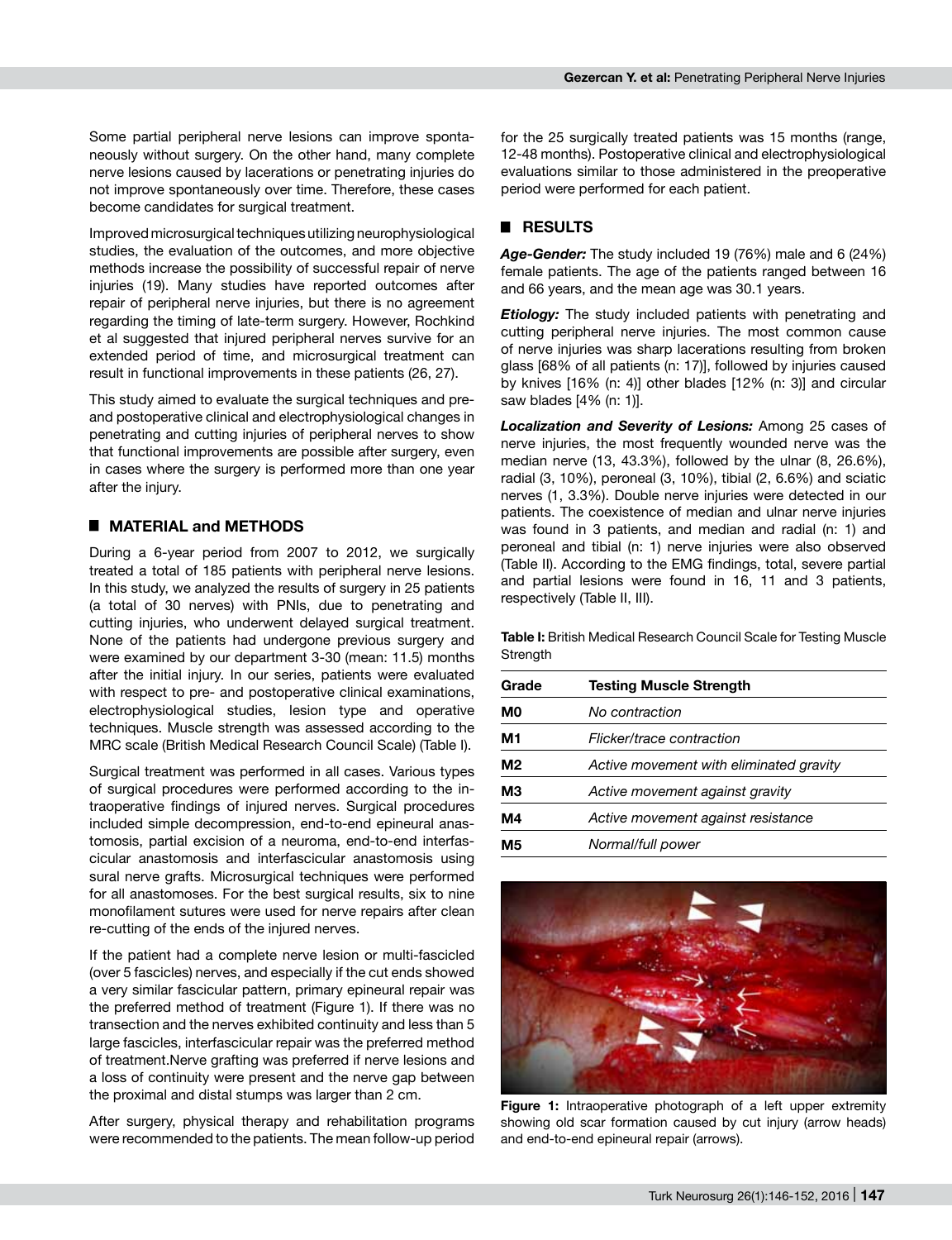Some partial peripheral nerve lesions can improve spontaneously without surgery. On the other hand, many complete nerve lesions caused by lacerations or penetrating injuries do not improve spontaneously over time. Therefore, these cases become candidates for surgical treatment.

Improved microsurgical techniques utilizing neurophysiological studies, the evaluation of the outcomes, and more objective methods increase the possibility of successful repair of nerve injuries (19). Many studies have reported outcomes after repair of peripheral nerve injuries, but there is no agreement regarding the timing of late-term surgery. However, Rochkind et al suggested that injured peripheral nerves survive for an extended period of time, and microsurgical treatment can result in functional improvements in these patients (26, 27).

This study aimed to evaluate the surgical techniques and pre- and postoperative clinical and electrophysiological changes in penetrating and cutting injuries of peripheral nerves to show that functional improvements are possible after surgery, even in cases where the surgery is performed more than one year after the injury.

## MATERIAL and METHODS

During a 6-year period from 2007 to 2012, we surgically treated a total of 185 patients with peripheral nerve lesions. In this study, we analyzed the results of surgery in 25 patients (a total of 30 nerves) with PNIs, due to penetrating and cutting injuries, who underwent delayed surgical treatment. None of the patients had undergone previous surgery and were examined by our department 3-30 (mean: 11.5) months after the initial injury. In our series, patients were evaluated with respect to pre- and postoperative clinical examinations, electrophysiological studies, lesion type and operative techniques. Muscle strength was assessed according to the MRC scale (British Medical Research Council Scale) (Table I).

Surgical treatment was performed in all cases. Various types of surgical procedures were performed according to the intraoperative findings of injured nerves. Surgical procedures included simple decompression, end-to-end epineural anastomosis, partial excision of a neuroma, end-to-end interfascicular anastomosis and interfascicular anastomosis using sural nerve grafts. Microsurgical techniques were performed for all anastomoses. For the best surgical results, six to nine monofilament sutures were used for nerve repairs after clean re-cutting of the ends of the injured nerves.

If the patient had a complete nerve lesion or multi-fascicled (over 5 fascicles) nerves, and especially if the cut ends showed a very similar fascicular pattern, primary epineural repair was the preferred method of treatment (Figure 1). If there was no transection and the nerves exhibited continuity and less than 5 large fascicles, interfascicular repair was the preferred method of treatment.Nerve grafting was preferred if nerve lesions and a loss of continuity were present and the nerve gap between the proximal and distal stumps was larger than 2 cm.

After surgery, physical therapy and rehabilitation programs were recommended to the patients. The mean follow-up period for the 25 surgically treated patients was 15 months (range, 12-48 months). Postoperative clinical and electrophysiological evaluations similar to those administered in the preoperative period were performed for each patient.

## RESULTS

***Age-Gender:*** The study included 19 (76%) male and 6 (24%) female patients. The age of the patients ranged between 16 and 66 years, and the mean age was 30.1 years.

***Etiology:*** The study included patients with penetrating and cutting peripheral nerve injuries. The most common cause of nerve injuries was sharp lacerations resulting from broken glass [68% of all patients (n: 17)], followed by injuries caused by knives [16% (n: 4)] other blades [12% (n: 3)] and circular saw blades [4% (n: 1)].

***Localization and Severity of Lesions:*** Among 25 cases of nerve injuries, the most frequently wounded nerve was the median nerve (13, 43.3%), followed by the ulnar (8, 26.6%), radial (3, 10%), peroneal (3, 10%), tibial (2, 6.6%) and sciatic nerves (1, 3.3%). Double nerve injuries were detected in our patients. The coexistence of median and ulnar nerve injuries was found in 3 patients, and median and radial (n: 1) and peroneal and tibial (n: 1) nerve injuries were also observed (Table II). According to the EMG findings, total, severe partial and partial lesions were found in 16, 11 and 3 patients, respectively (Table II, III).

**Table I:** British Medical Research Council Scale for Testing Muscle Strength

| Grade | Testing Muscle Strength |
|---|---|
| **M0** | *No contraction* |
| **M1** | *Flicker/trace contraction* |
| **M2** | *Active movement with eliminated gravity* |
| **M3** | *Active movement against gravity* |
| **M4** | *Active movement against resistance* |
| **M5** | *Normal/full power* |

**Figure 1:** Intraoperative photograph of a left upper extremity showing old scar formation caused by cut injury (arrow heads) and end-to-end epineural repair (arrows).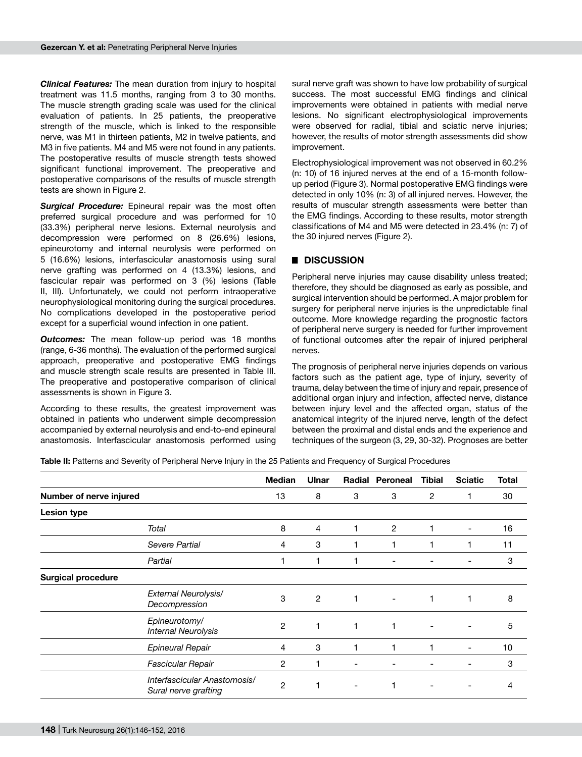***Clinical Features:*** The mean duration from injury to hospital treatment was 11.5 months, ranging from 3 to 30 months. The muscle strength grading scale was used for the clinical evaluation of patients. In 25 patients, the preoperative strength of the muscle, which is linked to the responsible nerve, was M1 in thirteen patients, M2 in twelve patients, and M3 in five patients. M4 and M5 were not found in any patients. The postoperative results of muscle strength tests showed significant functional improvement. The preoperative and postoperative comparisons of the results of muscle strength tests are shown in Figure 2.

***Surgical Procedure:*** Epineural repair was the most often preferred surgical procedure and was performed for 10 (33.3%) peripheral nerve lesions. External neurolysis and decompression were performed on 8 (26.6%) lesions, epineurotomy and internal neurolysis were performed on 5 (16.6%) lesions, interfascicular anastomosis using sural nerve grafting was performed on 4 (13.3%) lesions, and fascicular repair was performed on 3 (%) lesions (Table II, III). Unfortunately, we could not perform intraoperative neurophysiological monitoring during the surgical procedures. No complications developed in the postoperative period except for a superficial wound infection in one patient.

***Outcomes:*** The mean follow-up period was 18 months (range, 6-36 months). The evaluation of the performed surgical approach, preoperative and postoperative EMG findings and muscle strength scale results are presented in Table III. The preoperative and postoperative comparison of clinical assessments is shown in Figure 3.

According to these results, the greatest improvement was obtained in patients who underwent simple decompression accompanied by external neurolysis and end-to-end epineural anastomosis. Interfascicular anastomosis performed using sural nerve graft was shown to have low probability of surgical success. The most successful EMG findings and clinical improvements were obtained in patients with medial nerve lesions. No significant electrophysiological improvements were observed for radial, tibial and sciatic nerve injuries; however, the results of motor strength assessments did show improvement.

Electrophysiological improvement was not observed in 60.2% (n: 10) of 16 injured nerves at the end of a 15-month follow-up period (Figure 3). Normal postoperative EMG findings were detected in only 10% (n: 3) of all injured nerves. However, the results of muscular strength assessments were better than the EMG findings. According to these results, motor strength classifications of M4 and M5 were detected in 23.4% (n: 7) of the 30 injured nerves (Figure 2).

## DISCUSSION

Peripheral nerve injuries may cause disability unless treated; therefore, they should be diagnosed as early as possible, and surgical intervention should be performed. A major problem for surgery for peripheral nerve injuries is the unpredictable final outcome. More knowledge regarding the prognostic factors of peripheral nerve surgery is needed for further improvement of functional outcomes after the repair of injured peripheral nerves.

The prognosis of peripheral nerve injuries depends on various factors such as the patient age, type of injury, severity of trauma, delay between the time of injury and repair, presence of additional organ injury and infection, affected nerve, distance between injury level and the affected organ, status of the anatomical integrity of the injured nerve, length of the defect between the proximal and distal ends and the experience and techniques of the surgeon (3, 29, 30-32). Prognoses are better

**Table II:** Patterns and Severity of Peripheral Nerve Injury in the 25 Patients and Frequency of Surgical Procedures

| | | Median | Ulnar | Radial | Peroneal | Tibial | Sciatic | Total |
|---|---|---|---|---|---|---|---|---|
| **Number of nerve injured** | | 13 | 8 | 3 | 3 | 2 | 1 | 30 |
| **Lesion type** | | | | | | | | |
| | *Total* | 8 | 4 | 1 | 2 | 1 | - | 16 |
| | *Severe Partial* | 4 | 3 | 1 | 1 | 1 | 1 | 11 |
| | *Partial* | 1 | 1 | 1 | - | - | - | 3 |
| **Surgical procedure** | | | | | | | | |
| | *External Neurolysis/ Decompression* | 3 | 2 | 1 | - | 1 | 1 | 8 |
| | *Epineurotomy/ Internal Neurolysis* | 2 | 1 | 1 | 1 | - | - | 5 |
| | *Epineural Repair* | 4 | 3 | 1 | 1 | 1 | - | 10 |
| | *Fascicular Repair* | 2 | 1 | - | - | - | - | 3 |
| | *Interfascicular Anastomosis/ Sural nerve grafting* | 2 | 1 | - | 1 | - | - | 4 |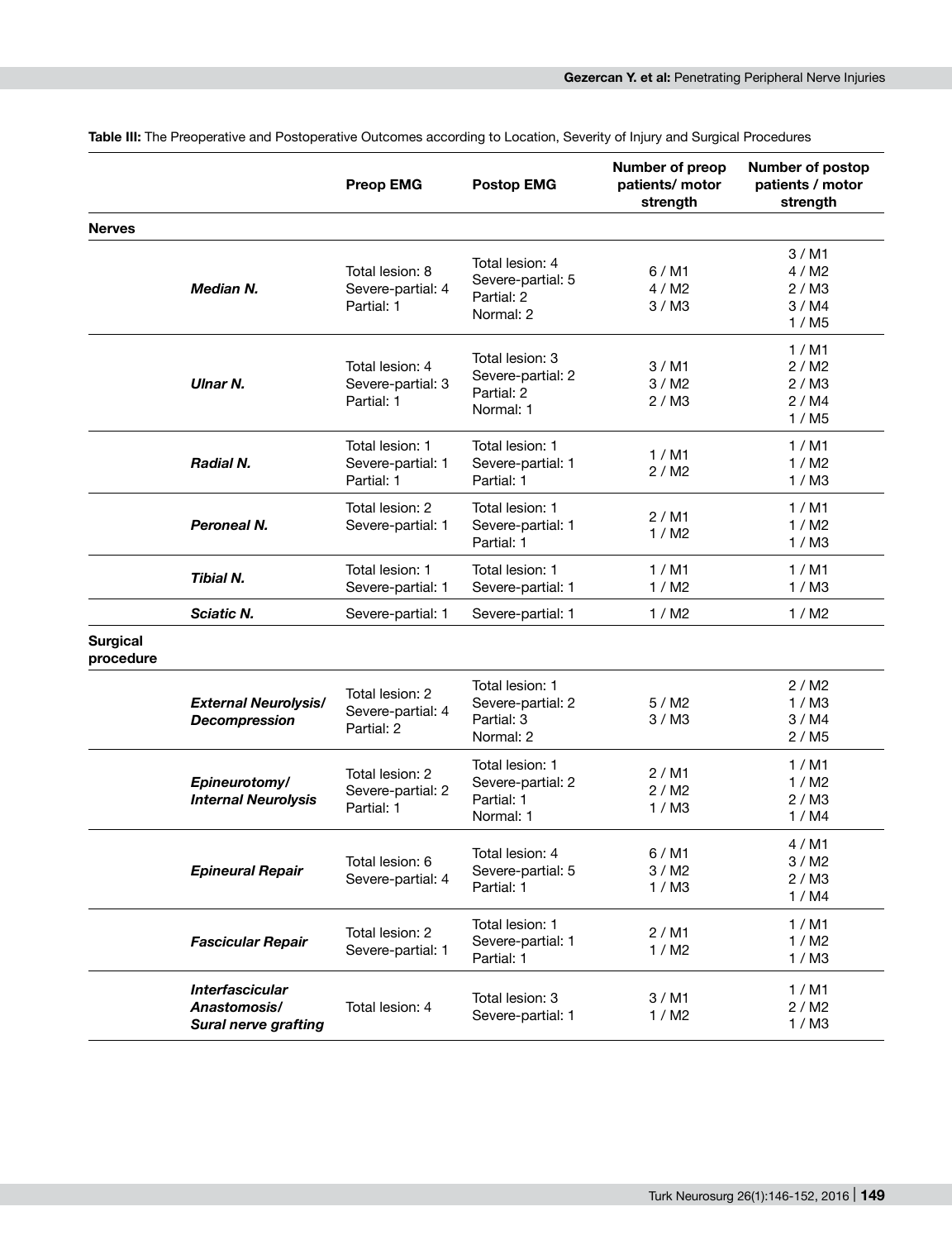**Table III:** The Preoperative and Postoperative Outcomes according to Location, Severity of Injury and Surgical Procedures

| | | Preop EMG | Postop EMG | Number of preop patients/ motor strength | Number of postop patients / motor strength |
|---|---|---|---|---|---|
| **Nerves** | | | | | |
| | ***Median N.*** | Total lesion: 8<br>Severe-partial: 4<br>Partial: 1 | Total lesion: 4<br>Severe-partial: 5<br>Partial: 2<br>Normal: 2 | 6 / M1<br>4 / M2<br>3 / M3 | 3 / M1<br>4 / M2<br>2 / M3<br>3 / M4<br>1 / M5 |
| | ***Ulnar N.*** | Total lesion: 4<br>Severe-partial: 3<br>Partial: 1 | Total lesion: 3<br>Severe-partial: 2<br>Partial: 2<br>Normal: 1 | 3 / M1<br>3 / M2<br>2 / M3 | 1 / M1<br>2 / M2<br>2 / M3<br>2 / M4<br>1 / M5 |
| | ***Radial N.*** | Total lesion: 1<br>Severe-partial: 1<br>Partial: 1 | Total lesion: 1<br>Severe-partial: 1<br>Partial: 1 | 1 / M1<br>2 / M2 | 1 / M1<br>1 / M2<br>1 / M3 |
| | ***Peroneal N.*** | Total lesion: 2<br>Severe-partial: 1 | Total lesion: 1<br>Severe-partial: 1<br>Partial: 1 | 2 / M1<br>1 / M2 | 1 / M1<br>1 / M2<br>1 / M3 |
| | ***Tibial N.*** | Total lesion: 1<br>Severe-partial: 1 | Total lesion: 1<br>Severe-partial: 1 | 1 / M1<br>1 / M2 | 1 / M1<br>1 / M3 |
| | ***Sciatic N.*** | Severe-partial: 1 | Severe-partial: 1 | 1 / M2 | 1 / M2 |
| **Surgical procedure** | | | | | |
| | ***External Neurolysis/ Decompression*** | Total lesion: 2<br>Severe-partial: 4<br>Partial: 2 | Total lesion: 1<br>Severe-partial: 2<br>Partial: 3<br>Normal: 2 | 5 / M2<br>3 / M3 | 2 / M2<br>1 / M3<br>3 / M4<br>2 / M5 |
| | ***Epineurotomy/ Internal Neurolysis*** | Total lesion: 2<br>Severe-partial: 2<br>Partial: 1 | Total lesion: 1<br>Severe-partial: 2<br>Partial: 1<br>Normal: 1 | 2 / M1<br>2 / M2<br>1 / M3 | 1 / M1<br>1 / M2<br>2 / M3<br>1 / M4 |
| | ***Epineural Repair*** | Total lesion: 6<br>Severe-partial: 4 | Total lesion: 4<br>Severe-partial: 5<br>Partial: 1 | 6 / M1<br>3 / M2<br>1 / M3 | 4 / M1<br>3 / M2<br>2 / M3<br>1 / M4 |
| | ***Fascicular Repair*** | Total lesion: 2<br>Severe-partial: 1 | Total lesion: 1<br>Severe-partial: 1<br>Partial: 1 | 2 / M1<br>1 / M2 | 1 / M1<br>1 / M2<br>1 / M3 |
| | ***Interfascicular Anastomosis/ Sural nerve grafting*** | Total lesion: 4 | Total lesion: 3<br>Severe-partial: 1 | 3 / M1<br>1 / M2 | 1 / M1<br>2 / M2<br>1 / M3 |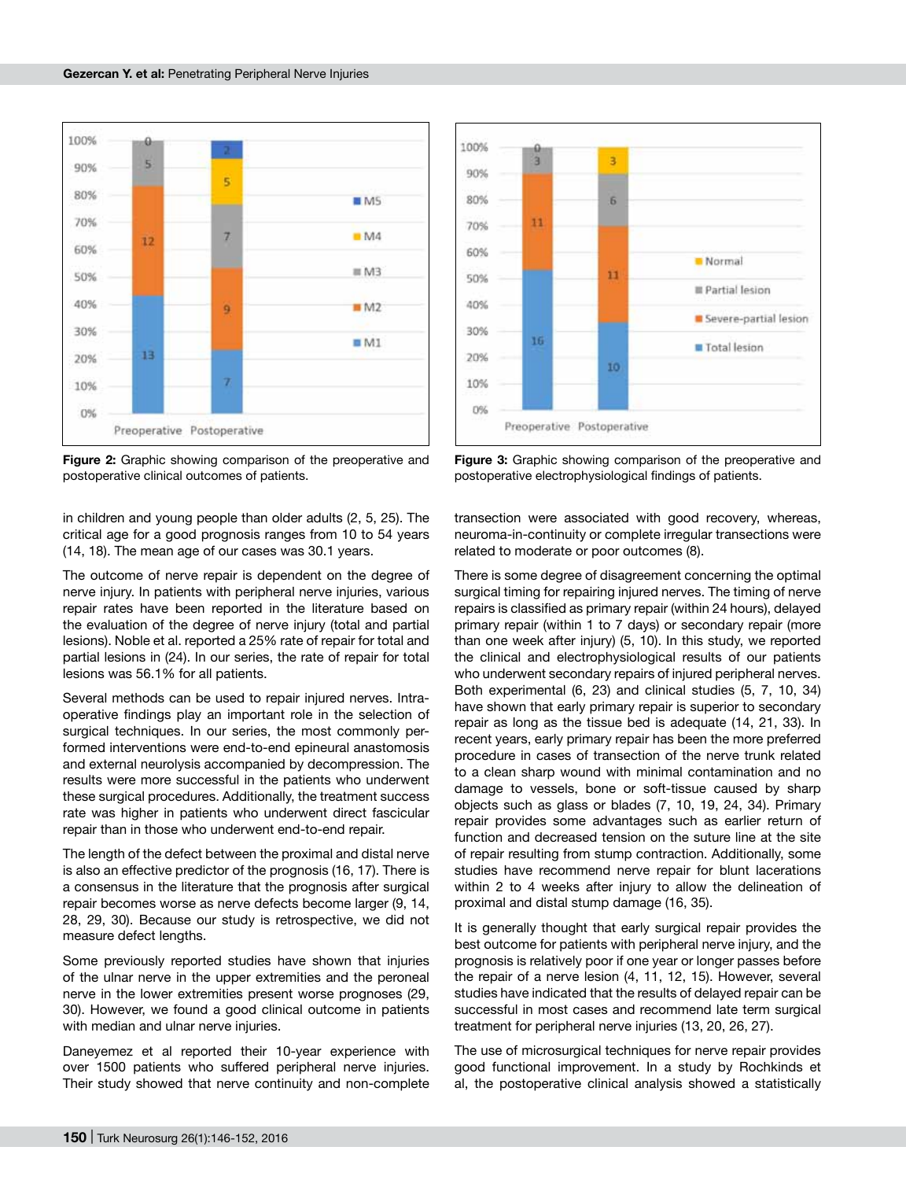**Figure 2:** Graphic showing comparison of the preoperative and postoperative clinical outcomes of patients.

**Figure 3:** Graphic showing comparison of the preoperative and postoperative electrophysiological findings of patients.

in children and young people than older adults (2, 5, 25). The critical age for a good prognosis ranges from 10 to 54 years (14, 18). The mean age of our cases was 30.1 years.

The outcome of nerve repair is dependent on the degree of nerve injury. In patients with peripheral nerve injuries, various repair rates have been reported in the literature based on the evaluation of the degree of nerve injury (total and partial lesions). Noble et al. reported a 25% rate of repair for total and partial lesions in (24). In our series, the rate of repair for total lesions was 56.1% for all patients.

Several methods can be used to repair injured nerves. Intraoperative findings play an important role in the selection of surgical techniques. In our series, the most commonly performed interventions were end-to-end epineural anastomosis and external neurolysis accompanied by decompression. The results were more successful in the patients who underwent these surgical procedures. Additionally, the treatment success rate was higher in patients who underwent direct fascicular repair than in those who underwent end-to-end repair.

The length of the defect between the proximal and distal nerve is also an effective predictor of the prognosis (16, 17). There is a consensus in the literature that the prognosis after surgical repair becomes worse as nerve defects become larger (9, 14, 28, 29, 30). Because our study is retrospective, we did not measure defect lengths.

Some previously reported studies have shown that injuries of the ulnar nerve in the upper extremities and the peroneal nerve in the lower extremities present worse prognoses (29, 30). However, we found a good clinical outcome in patients with median and ulnar nerve injuries.

Daneyemez et al reported their 10-year experience with over 1500 patients who suffered peripheral nerve injuries. Their study showed that nerve continuity and non-complete transection were associated with good recovery, whereas, neuroma-in-continuity or complete irregular transections were related to moderate or poor outcomes (8).

There is some degree of disagreement concerning the optimal surgical timing for repairing injured nerves. The timing of nerve repairs is classified as primary repair (within 24 hours), delayed primary repair (within 1 to 7 days) or secondary repair (more than one week after injury) (5, 10). In this study, we reported the clinical and electrophysiological results of our patients who underwent secondary repairs of injured peripheral nerves. Both experimental (6, 23) and clinical studies (5, 7, 10, 34) have shown that early primary repair is superior to secondary repair as long as the tissue bed is adequate (14, 21, 33). In recent years, early primary repair has been the more preferred procedure in cases of transection of the nerve trunk related to a clean sharp wound with minimal contamination and no damage to vessels, bone or soft-tissue caused by sharp objects such as glass or blades (7, 10, 19, 24, 34). Primary repair provides some advantages such as earlier return of function and decreased tension on the suture line at the site of repair resulting from stump contraction. Additionally, some studies have recommend nerve repair for blunt lacerations within 2 to 4 weeks after injury to allow the delineation of proximal and distal stump damage (16, 35).

It is generally thought that early surgical repair provides the best outcome for patients with peripheral nerve injury, and the prognosis is relatively poor if one year or longer passes before the repair of a nerve lesion (4, 11, 12, 15). However, several studies have indicated that the results of delayed repair can be successful in most cases and recommend late term surgical treatment for peripheral nerve injuries (13, 20, 26, 27).

The use of microsurgical techniques for nerve repair provides good functional improvement. In a study by Rochkinds et al, the postoperative clinical analysis showed a statistically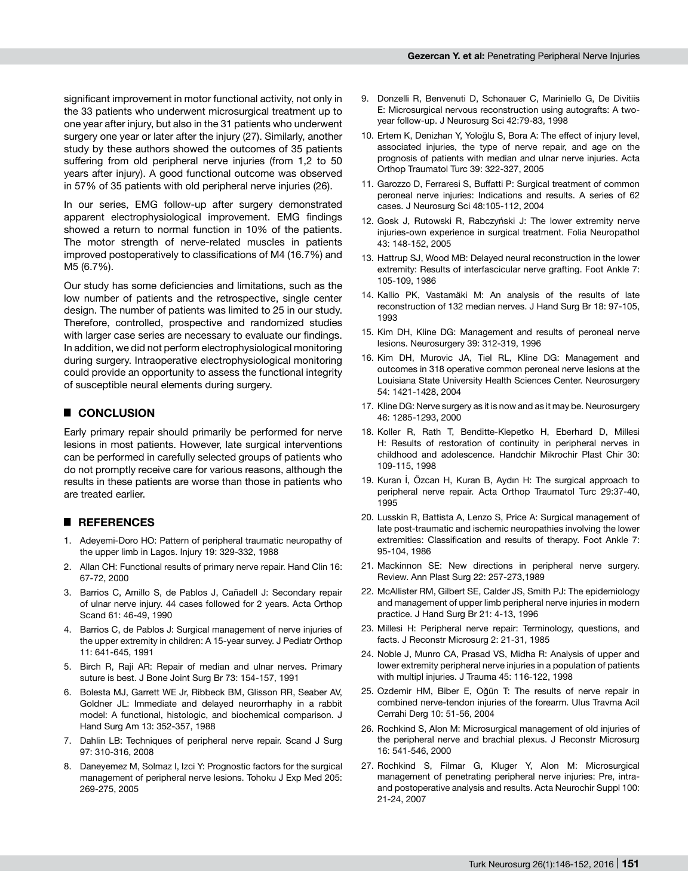significant improvement in motor functional activity, not only in the 33 patients who underwent microsurgical treatment up to one year after injury, but also in the 31 patients who underwent surgery one year or later after the injury (27). Similarly, another study by these authors showed the outcomes of 35 patients suffering from old peripheral nerve injuries (from 1,2 to 50 years after injury). A good functional outcome was observed in 57% of 35 patients with old peripheral nerve injuries (26).

In our series, EMG follow-up after surgery demonstrated apparent electrophysiological improvement. EMG findings showed a return to normal function in 10% of the patients. The motor strength of nerve-related muscles in patients improved postoperatively to classifications of M4 (16.7%) and M5 (6.7%).

Our study has some deficiencies and limitations, such as the low number of patients and the retrospective, single center design. The number of patients was limited to 25 in our study. Therefore, controlled, prospective and randomized studies with larger case series are necessary to evaluate our findings. In addition, we did not perform electrophysiological monitoring during surgery. Intraoperative electrophysiological monitoring could provide an opportunity to assess the functional integrity of susceptible neural elements during surgery.

## CONCLUSION

Early primary repair should primarily be performed for nerve lesions in most patients. However, late surgical interventions can be performed in carefully selected groups of patients who do not promptly receive care for various reasons, although the results in these patients are worse than those in patients who are treated earlier.

## REFERENCES

1. Adeyemi-Doro HO: Pattern of peripheral traumatic neuropathy of the upper limb in Lagos. Injury 19: 329-332, 1988
2. Allan CH: Functional results of primary nerve repair. Hand Clin 16: 67-72, 2000
3. Barrios C, Amillo S, de Pablos J, Cañadell J: Secondary repair of ulnar nerve injury. 44 cases followed for 2 years. Acta Orthop Scand 61: 46-49, 1990
4. Barrios C, de Pablos J: Surgical management of nerve injuries of the upper extremity in children: A 15-year survey. J Pediatr Orthop 11: 641-645, 1991
5. Birch R, Raji AR: Repair of median and ulnar nerves. Primary suture is best. J Bone Joint Surg Br 73: 154-157, 1991
6. Bolesta MJ, Garrett WE Jr, Ribbeck BM, Glisson RR, Seaber AV, Goldner JL: Immediate and delayed neurorrhaphy in a rabbit model: A functional, histologic, and biochemical comparison. J Hand Surg Am 13: 352-357, 1988
7. Dahlin LB: Techniques of peripheral nerve repair. Scand J Surg 97: 310-316, 2008
8. Daneyemez M, Solmaz I, Izci Y: Prognostic factors for the surgical management of peripheral nerve lesions. Tohoku J Exp Med 205: 269-275, 2005
9. Donzelli R, Benvenuti D, Schonauer C, Mariniello G, De Divitiis E: Microsurgical nervous reconstruction using autografts: A two-year follow-up. J Neurosurg Sci 42:79-83, 1998
10. Ertem K, Denizhan Y, Yoloğlu S, Bora A: The effect of injury level, associated injuries, the type of nerve repair, and age on the prognosis of patients with median and ulnar nerve injuries. Acta Orthop Traumatol Turc 39: 322-327, 2005
11. Garozzo D, Ferraresi S, Buffatti P: Surgical treatment of common peroneal nerve injuries: Indications and results. A series of 62 cases. J Neurosurg Sci 48:105-112, 2004
12. Gosk J, Rutowski R, Rabczyński J: The lower extremity nerve injuries-own experience in surgical treatment. Folia Neuropathol 43: 148-152, 2005
13. Hattrup SJ, Wood MB: Delayed neural reconstruction in the lower extremity: Results of interfascicular nerve grafting. Foot Ankle 7: 105-109, 1986
14. Kallio PK, Vastamäki M: An analysis of the results of late reconstruction of 132 median nerves. J Hand Surg Br 18: 97-105, 1993
15. Kim DH, Kline DG: Management and results of peroneal nerve lesions. Neurosurgery 39: 312-319, 1996
16. Kim DH, Murovic JA, Tiel RL, Kline DG: Management and outcomes in 318 operative common peroneal nerve lesions at the Louisiana State University Health Sciences Center. Neurosurgery 54: 1421-1428, 2004
17. Kline DG: Nerve surgery as it is now and as it may be. Neurosurgery 46: 1285-1293, 2000
18. Koller R, Rath T, Benditte-Klepetko H, Eberhard D, Millesi H: Results of restoration of continuity in peripheral nerves in childhood and adolescence. Handchir Mikrochir Plast Chir 30: 109-115, 1998
19. Kuran İ, Özcan H, Kuran B, Aydın H: The surgical approach to peripheral nerve repair. Acta Orthop Traumatol Turc 29:37-40, 1995
20. Lusskin R, Battista A, Lenzo S, Price A: Surgical management of late post-traumatic and ischemic neuropathies involving the lower extremities: Classification and results of therapy. Foot Ankle 7: 95-104, 1986
21. Mackinnon SE: New directions in peripheral nerve surgery. Review. Ann Plast Surg 22: 257-273,1989
22. McAllister RM, Gilbert SE, Calder JS, Smith PJ: The epidemiology and management of upper limb peripheral nerve injuries in modern practice. J Hand Surg Br 21: 4-13, 1996
23. Millesi H: Peripheral nerve repair: Terminology, questions, and facts. J Reconstr Microsurg 2: 21-31, 1985
24. Noble J, Munro CA, Prasad VS, Midha R: Analysis of upper and lower extremity peripheral nerve injuries in a population of patients with multipl injuries. J Trauma 45: 116-122, 1998
25. Ozdemir HM, Biber E, Oğün T: The results of nerve repair in combined nerve-tendon injuries of the forearm. Ulus Travma Acil Cerrahi Derg 10: 51-56, 2004
26. Rochkind S, Alon M: Microsurgical management of old injuries of the peripheral nerve and brachial plexus. J Reconstr Microsurg 16: 541-546, 2000
27. Rochkind S, Filmar G, Kluger Y, Alon M: Microsurgical management of penetrating peripheral nerve injuries: Pre, intra- and postoperative analysis and results. Acta Neurochir Suppl 100: 21-24, 2007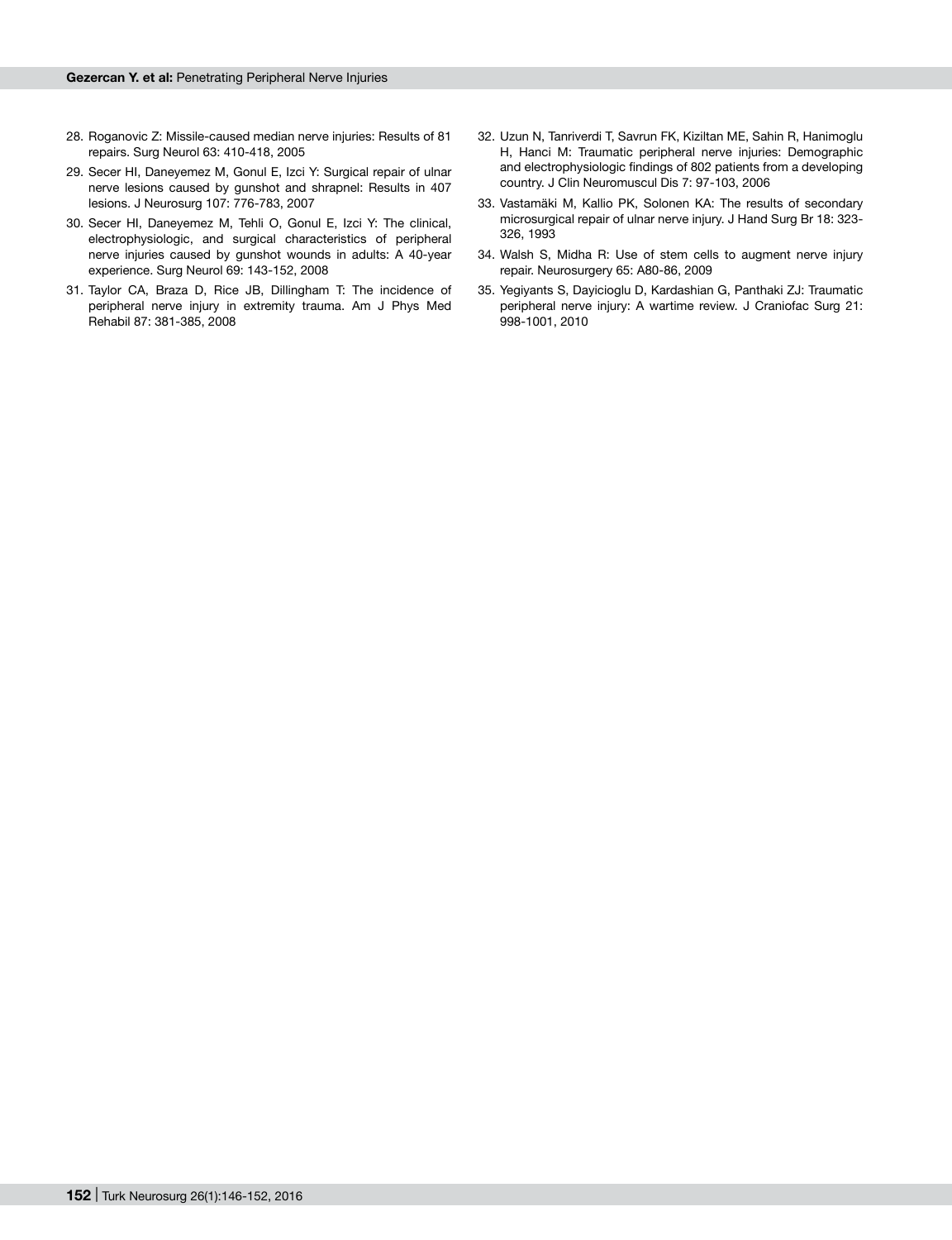28. Roganovic Z: Missile-caused median nerve injuries: Results of 81 repairs. Surg Neurol 63: 410-418, 2005
29. Secer HI, Daneyemez M, Gonul E, Izci Y: Surgical repair of ulnar nerve lesions caused by gunshot and shrapnel: Results in 407 lesions. J Neurosurg 107: 776-783, 2007
30. Secer HI, Daneyemez M, Tehli O, Gonul E, Izci Y: The clinical, electrophysiologic, and surgical characteristics of peripheral nerve injuries caused by gunshot wounds in adults: A 40-year experience. Surg Neurol 69: 143-152, 2008
31. Taylor CA, Braza D, Rice JB, Dillingham T: The incidence of peripheral nerve injury in extremity trauma. Am J Phys Med Rehabil 87: 381-385, 2008
32. Uzun N, Tanriverdi T, Savrun FK, Kiziltan ME, Sahin R, Hanimoglu H, Hanci M: Traumatic peripheral nerve injuries: Demographic and electrophysiologic findings of 802 patients from a developing country. J Clin Neuromuscul Dis 7: 97-103, 2006
33. Vastamäki M, Kallio PK, Solonen KA: The results of secondary microsurgical repair of ulnar nerve injury. J Hand Surg Br 18: 323-326, 1993
34. Walsh S, Midha R: Use of stem cells to augment nerve injury repair. Neurosurgery 65: A80-86, 2009
35. Yegiyants S, Dayicioglu D, Kardashian G, Panthaki ZJ: Traumatic peripheral nerve injury: A wartime review. J Craniofac Surg 21: 998-1001, 2010